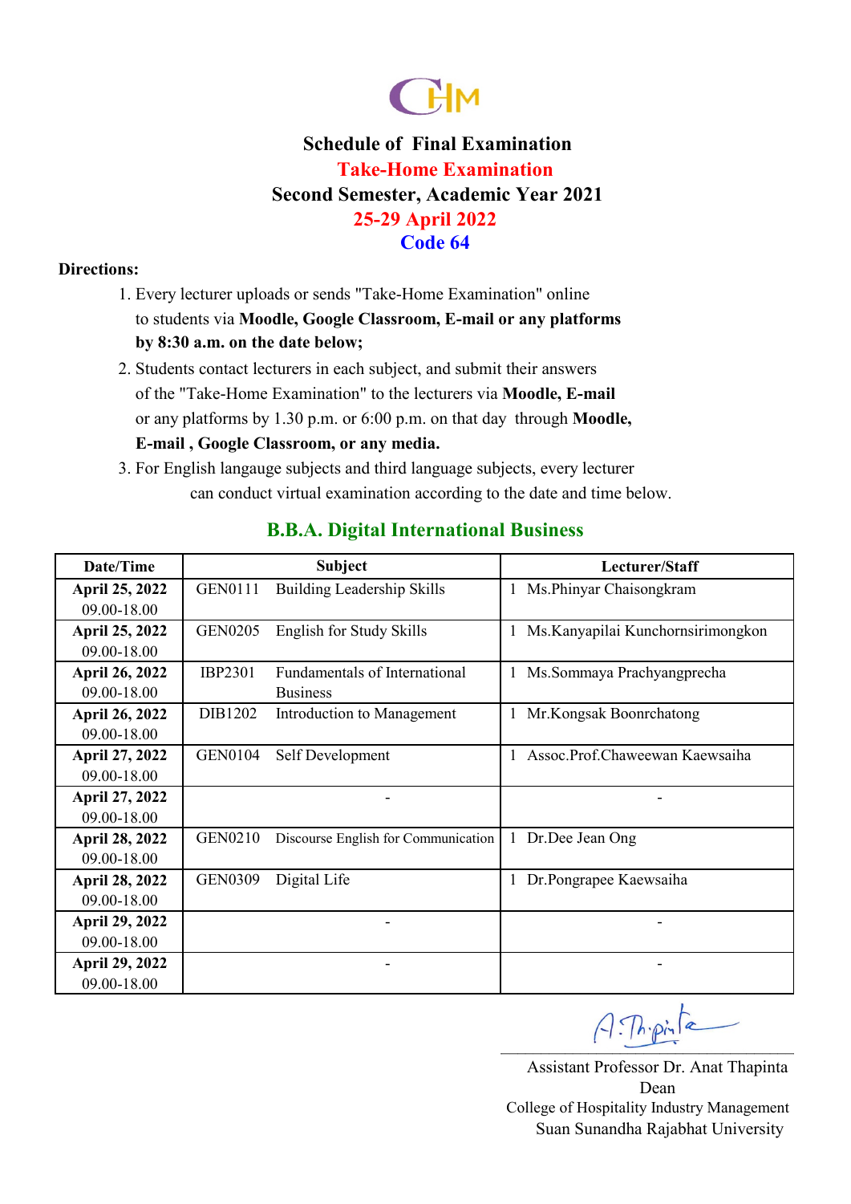# Schedule of Final Examination

## Take-Home Examination

## Second Semester, Academic Year 2021

## 25-29 April 2022

## Code 64

**Directions:**

1. Every lecturer uploads or sends "Take-Home Examination" online to students via **Moodle, Google Classroom, E-mail or any platforms by 8:30 a.m. on the date below;**
2. Students contact lecturers in each subject, and submit their answers of the "Take-Home Examination" to the lecturers via **Moodle, E-mail** or any platforms by 1.30 p.m. or 6:00 p.m. on that day through **Moodle, E-mail , Google Classroom, or any media.**
3. For English langauge subjects and third language subjects, every lecturer can conduct virtual examination according to the date and time below.

### B.B.A. Digital International Business

| Date/Time | Subject | | Lecturer/Staff |
|---|---|---|---|
| **April 25, 2022** 09.00-18.00 | GEN0111 | Building Leadership Skills | 1 Ms.Phinyar Chaisongkram |
| **April 25, 2022** 09.00-18.00 | GEN0205 | English for Study Skills | 1 Ms.Kanyapilai Kunchornsirimongkon |
| **April 26, 2022** 09.00-18.00 | IBP2301 | Fundamentals of International Business | 1 Ms.Sommaya Prachyangprecha |
| **April 26, 2022** 09.00-18.00 | DIB1202 | Introduction to Management | 1 Mr.Kongsak Boonrchatong |
| **April 27, 2022** 09.00-18.00 | GEN0104 | Self Development | 1 Assoc.Prof.Chaweewan Kaewsaiha |
| **April 27, 2022** 09.00-18.00 | - | | - |
| **April 28, 2022** 09.00-18.00 | GEN0210 | Discourse English for Communication | 1 Dr.Dee Jean Ong |
| **April 28, 2022** 09.00-18.00 | GEN0309 | Digital Life | 1 Dr.Pongrapee Kaewsaiha |
| **April 29, 2022** 09.00-18.00 | - | | - |
| **April 29, 2022** 09.00-18.00 | - | | - |

Assistant Professor Dr. Anat Thapinta
Dean
College of Hospitality Industry Management
Suan Sunandha Rajabhat University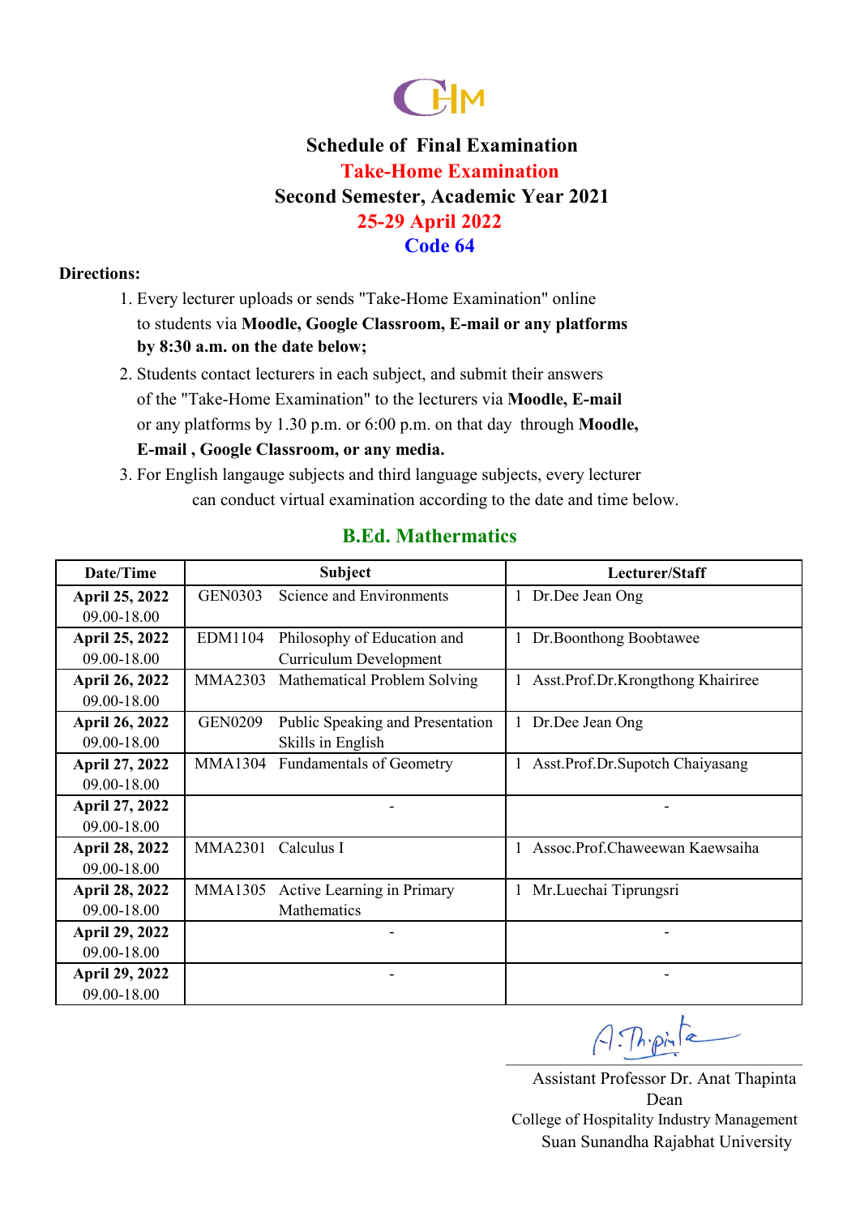CHM

# Schedule of Final Examination

## Take-Home Examination

## Second Semester, Academic Year 2021

## 25-29 April 2022

## Code 64

**Directions:**

1. Every lecturer uploads or sends "Take-Home Examination" online to students via **Moodle, Google Classroom, E-mail or any platforms by 8:30 a.m. on the date below;**
2. Students contact lecturers in each subject, and submit their answers of the "Take-Home Examination" to the lecturers via **Moodle, E-mail** or any platforms by 1.30 p.m. or 6:00 p.m. on that day through **Moodle, E-mail , Google Classroom, or any media.**
3. For English langauge subjects and third language subjects, every lecturer can conduct virtual examination according to the date and time below.

## B.Ed. Mathermatics

| Date/Time | Subject | | Lecturer/Staff |
|---|---|---|---|
| **April 25, 2022** 09.00-18.00 | GEN0303 | Science and Environments | 1 Dr.Dee Jean Ong |
| **April 25, 2022** 09.00-18.00 | EDM1104 | Philosophy of Education and Curriculum Development | 1 Dr.Boonthong Boobtawee |
| **April 26, 2022** 09.00-18.00 | MMA2303 | Mathematical Problem Solving | 1 Asst.Prof.Dr.Krongthong Khairiree |
| **April 26, 2022** 09.00-18.00 | GEN0209 | Public Speaking and Presentation Skills in English | 1 Dr.Dee Jean Ong |
| **April 27, 2022** 09.00-18.00 | MMA1304 | Fundamentals of Geometry | 1 Asst.Prof.Dr.Supotch Chaiyasang |
| **April 27, 2022** 09.00-18.00 | - | | - |
| **April 28, 2022** 09.00-18.00 | MMA2301 | Calculus I | 1 Assoc.Prof.Chaweewan Kaewsaiha |
| **April 28, 2022** 09.00-18.00 | MMA1305 | Active Learning in Primary Mathematics | 1 Mr.Luechai Tiprungsri |
| **April 29, 2022** 09.00-18.00 | - | | - |
| **April 29, 2022** 09.00-18.00 | - | | - |

A. Thapinta

Assistant Professor Dr. Anat Thapinta
Dean
College of Hospitality Industry Management
Suan Sunandha Rajabhat University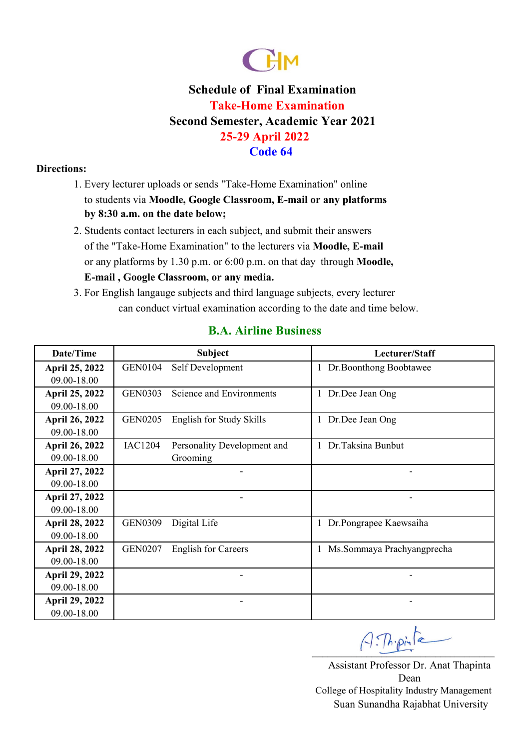CHM

# Schedule of Final Examination

## Take-Home Examination

## Second Semester, Academic Year 2021

## 25-29 April 2022

## Code 64

**Directions:**

1. Every lecturer uploads or sends "Take-Home Examination" online to students via **Moodle, Google Classroom, E-mail or any platforms by 8:30 a.m. on the date below;**
2. Students contact lecturers in each subject, and submit their answers of the "Take-Home Examination" to the lecturers via **Moodle, E-mail** or any platforms by 1.30 p.m. or 6:00 p.m. on that day through **Moodle, E-mail , Google Classroom, or any media.**
3. For English langauge subjects and third language subjects, every lecturer can conduct virtual examination according to the date and time below.

## B.A. Airline Business

| Date/Time | Subject | | Lecturer/Staff |
|---|---|---|---|
| **April 25, 2022** 09.00-18.00 | GEN0104 | Self Development | 1 Dr.Boonthong Boobtawee |
| **April 25, 2022** 09.00-18.00 | GEN0303 | Science and Environments | 1 Dr.Dee Jean Ong |
| **April 26, 2022** 09.00-18.00 | GEN0205 | English for Study Skills | 1 Dr.Dee Jean Ong |
| **April 26, 2022** 09.00-18.00 | IAC1204 | Personality Development and Grooming | 1 Dr.Taksina Bunbut |
| **April 27, 2022** 09.00-18.00 | | - | - |
| **April 27, 2022** 09.00-18.00 | | - | - |
| **April 28, 2022** 09.00-18.00 | GEN0309 | Digital Life | 1 Dr.Pongrapee Kaewsaiha |
| **April 28, 2022** 09.00-18.00 | GEN0207 | English for Careers | 1 Ms.Sommaya Prachyangprecha |
| **April 29, 2022** 09.00-18.00 | | - | - |
| **April 29, 2022** 09.00-18.00 | | - | - |

A. Thapinta

Assistant Professor Dr. Anat Thapinta
Dean
College of Hospitality Industry Management
Suan Sunandha Rajabhat University